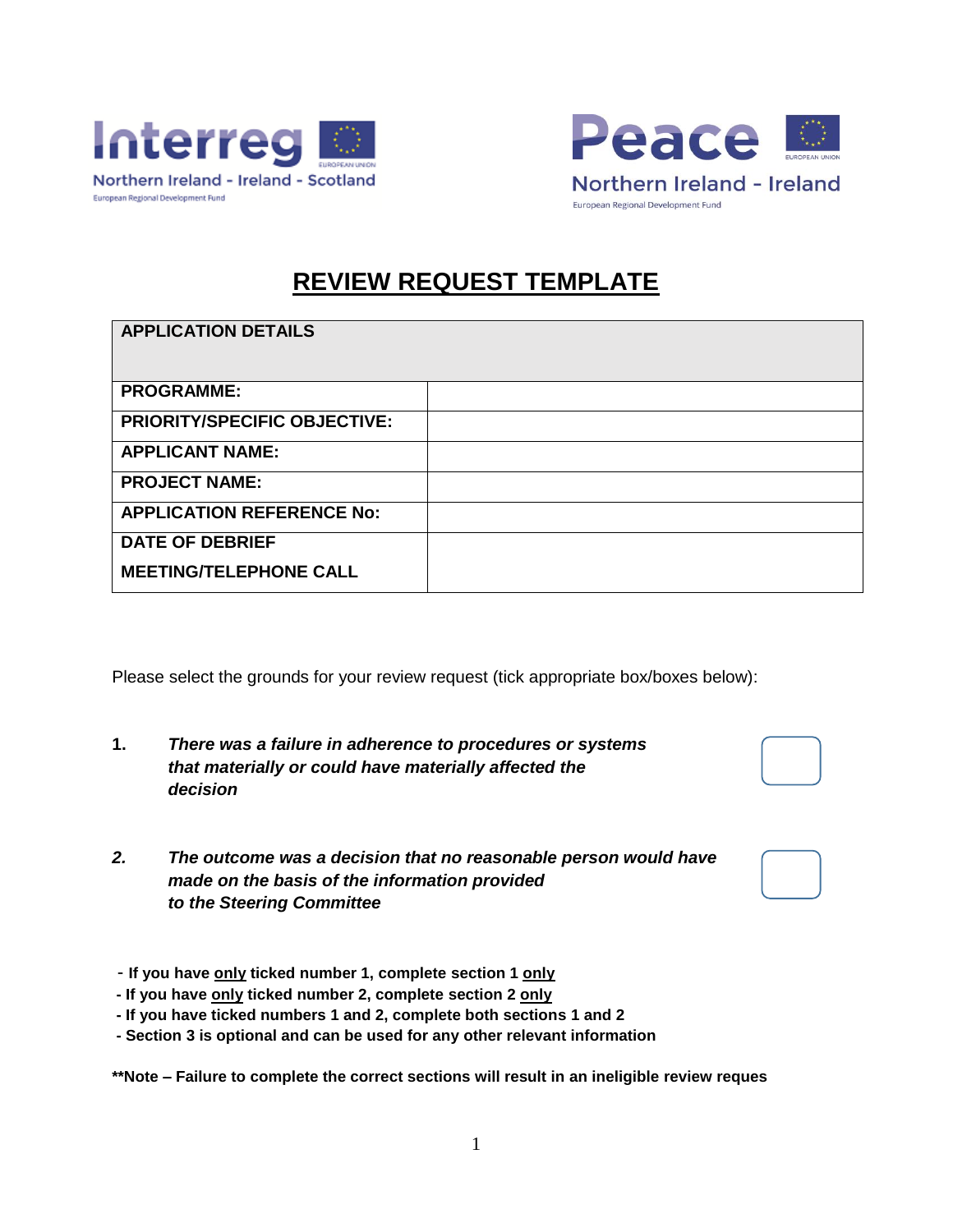Interreg Northern Ireland - Ireland - Scotland
European Regional Development Fund

Peace Northern Ireland - Ireland
European Regional Development Fund

# REVIEW REQUEST TEMPLATE

| APPLICATION DETAILS | |
|---|---|
| **PROGRAMME:** | |
| **PRIORITY/SPECIFIC OBJECTIVE:** | |
| **APPLICANT NAME:** | |
| **PROJECT NAME:** | |
| **APPLICATION REFERENCE No:** | |
| **DATE OF DEBRIEF MEETING/TELEPHONE CALL** | |

Please select the grounds for your review request (tick appropriate box/boxes below):

**1.** ***There was a failure in adherence to procedures or systems that materially or could have materially affected the decision*** ☐

***2.*** ***The outcome was a decision that no reasonable person would have made on the basis of the information provided to the Steering Committee*** ☐

- **If you have only ticked number 1, complete section 1 only**
- **If you have only ticked number 2, complete section 2 only**
- **If you have ticked numbers 1 and 2, complete both sections 1 and 2**
- **Section 3 is optional and can be used for any other relevant information**

**\*\*Note – Failure to complete the correct sections will result in an ineligible review reques**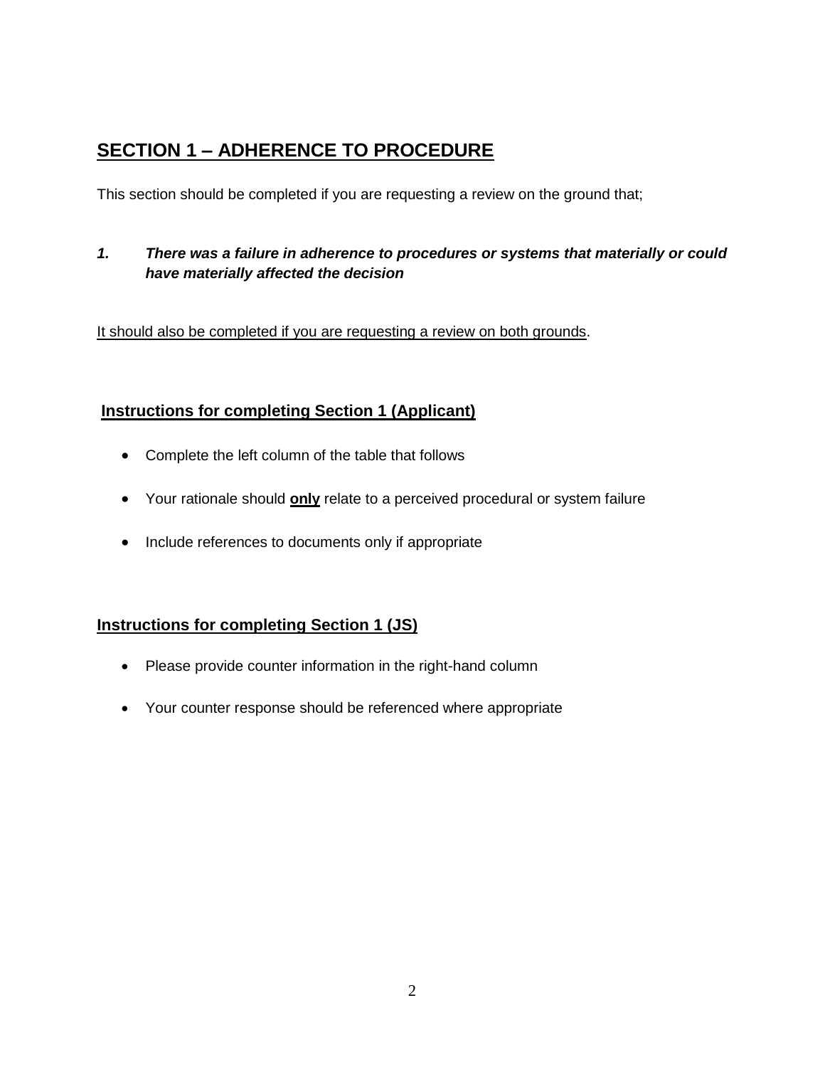## <u>SECTION 1 – ADHERENCE TO PROCEDURE</u>

This section should be completed if you are requesting a review on the ground that;

***1. There was a failure in adherence to procedures or systems that materially or could have materially affected the decision***

<u>It should also be completed if you are requesting a review on both grounds</u>.

### <u>Instructions for completing Section 1 (Applicant)</u>

- Complete the left column of the table that follows
- Your rationale should <u>**only**</u> relate to a perceived procedural or system failure
- Include references to documents only if appropriate

### <u>Instructions for completing Section 1 (JS)</u>

- Please provide counter information in the right-hand column
- Your counter response should be referenced where appropriate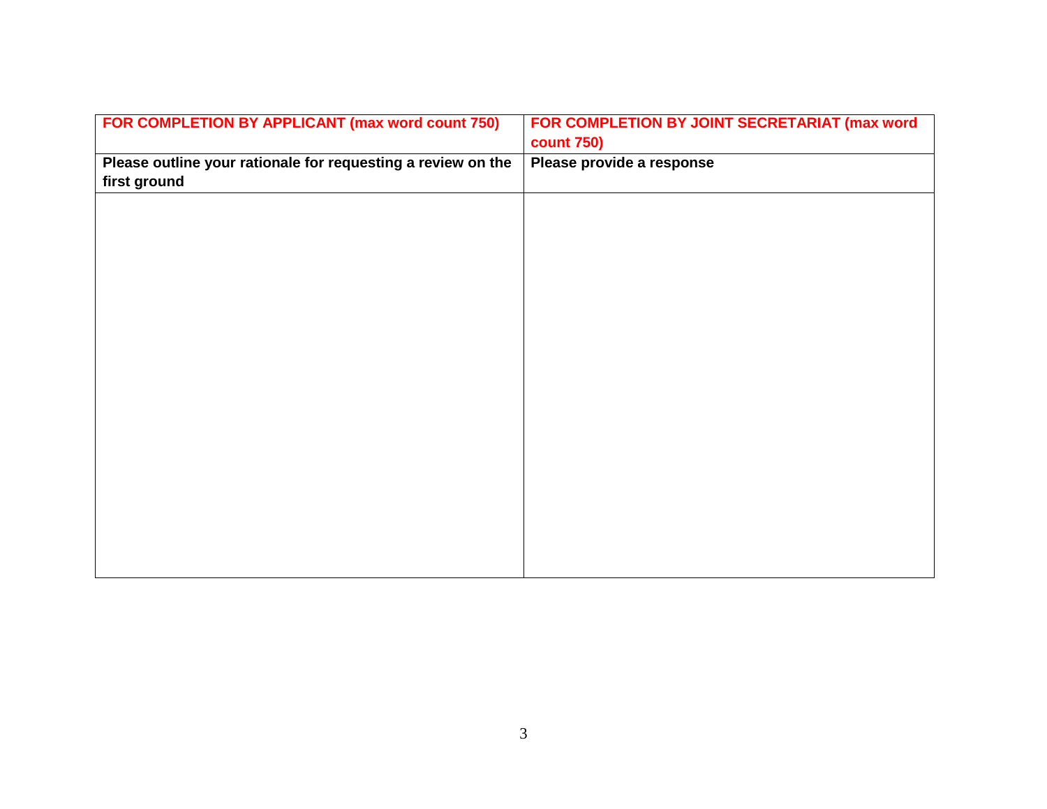| **FOR COMPLETION BY APPLICANT (max word count 750)** | **FOR COMPLETION BY JOINT SECRETARIAT (max word count 750)** |
| --- | --- |
| **Please outline your rationale for requesting a review on the first ground** | **Please provide a response** |
| | |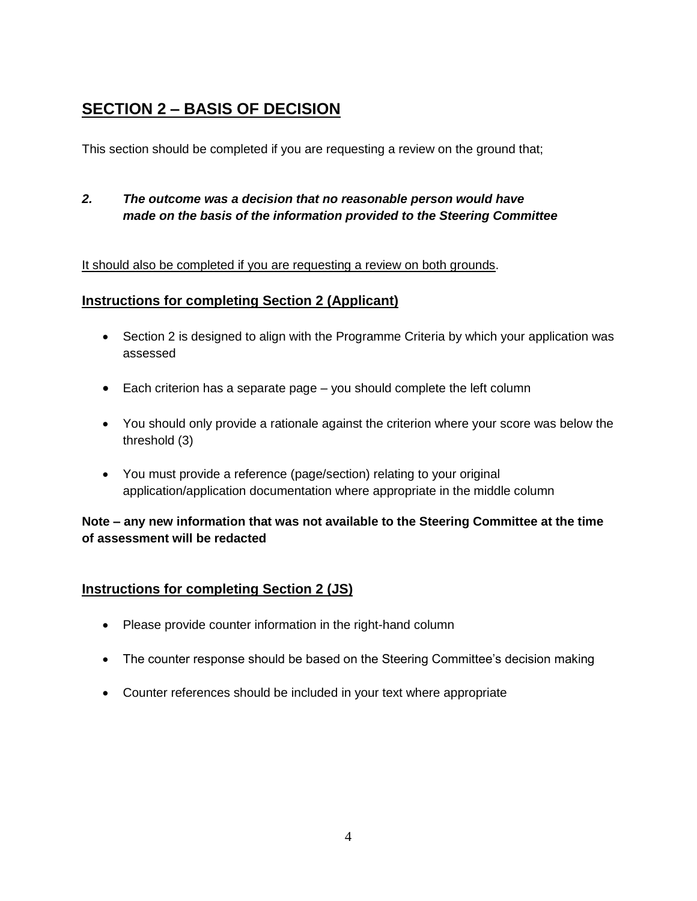## SECTION 2 – BASIS OF DECISION

This section should be completed if you are requesting a review on the ground that;

***2. The outcome was a decision that no reasonable person would have made on the basis of the information provided to the Steering Committee***

<u>It should also be completed if you are requesting a review on both grounds</u>.

### Instructions for completing Section 2 (Applicant)

- Section 2 is designed to align with the Programme Criteria by which your application was assessed
- Each criterion has a separate page – you should complete the left column
- You should only provide a rationale against the criterion where your score was below the threshold (3)
- You must provide a reference (page/section) relating to your original application/application documentation where appropriate in the middle column

**Note – any new information that was not available to the Steering Committee at the time of assessment will be redacted**

### Instructions for completing Section 2 (JS)

- Please provide counter information in the right-hand column
- The counter response should be based on the Steering Committee's decision making
- Counter references should be included in your text where appropriate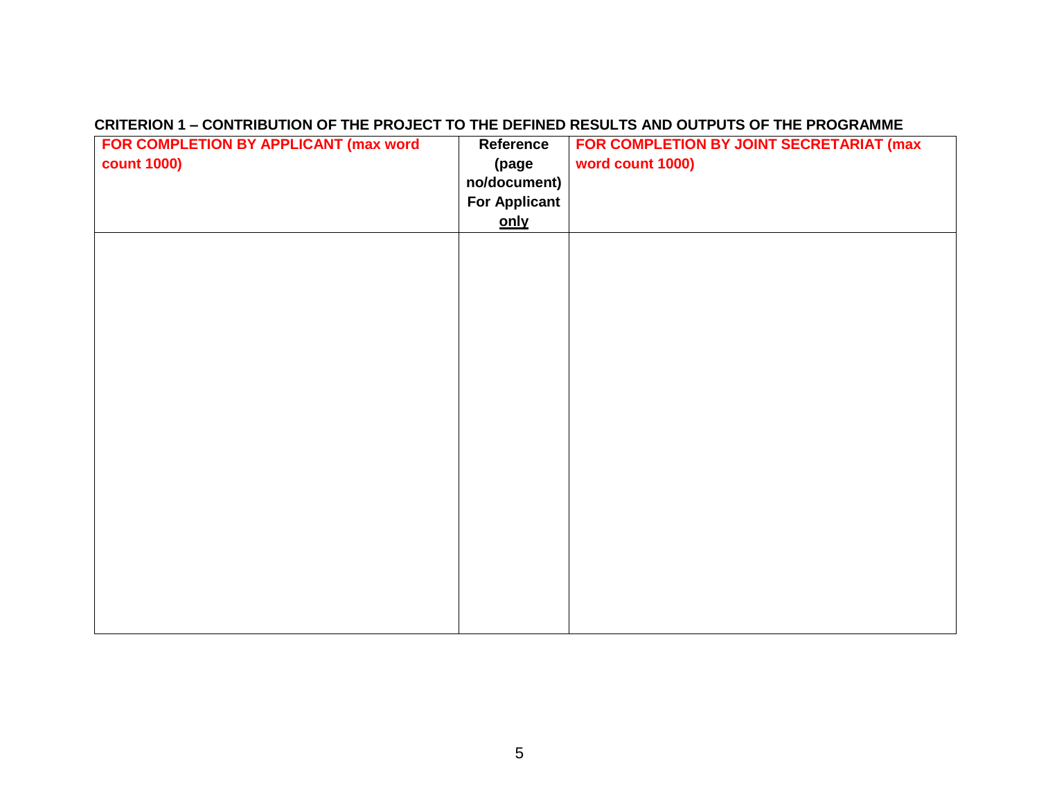**CRITERION 1 – CONTRIBUTION OF THE PROJECT TO THE DEFINED RESULTS AND OUTPUTS OF THE PROGRAMME**

| **FOR COMPLETION BY APPLICANT (max word count 1000)** | **Reference (page no/document) For Applicant only** | **FOR COMPLETION BY JOINT SECRETARIAT (max word count 1000)** |
| --- | --- | --- |
| | | |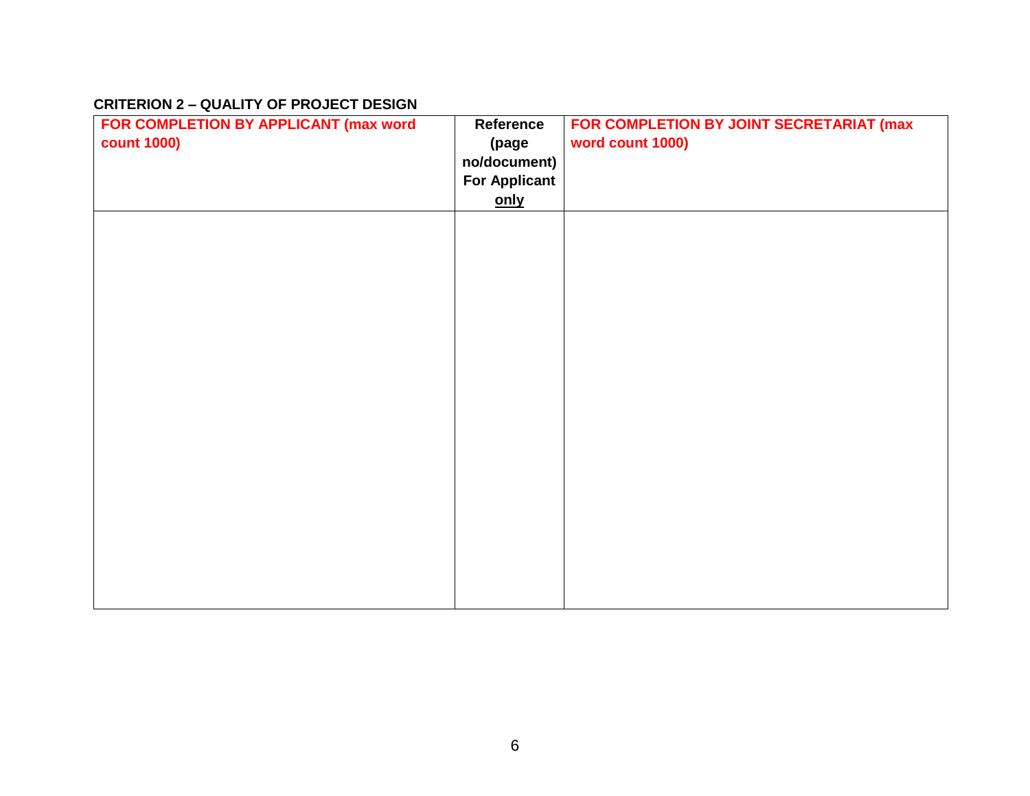**CRITERION 2 – QUALITY OF PROJECT DESIGN**

| **FOR COMPLETION BY APPLICANT (max word count 1000)** | **Reference (page no/document) For Applicant only** | **FOR COMPLETION BY JOINT SECRETARIAT (max word count 1000)** |
|---|---|---|
| | | |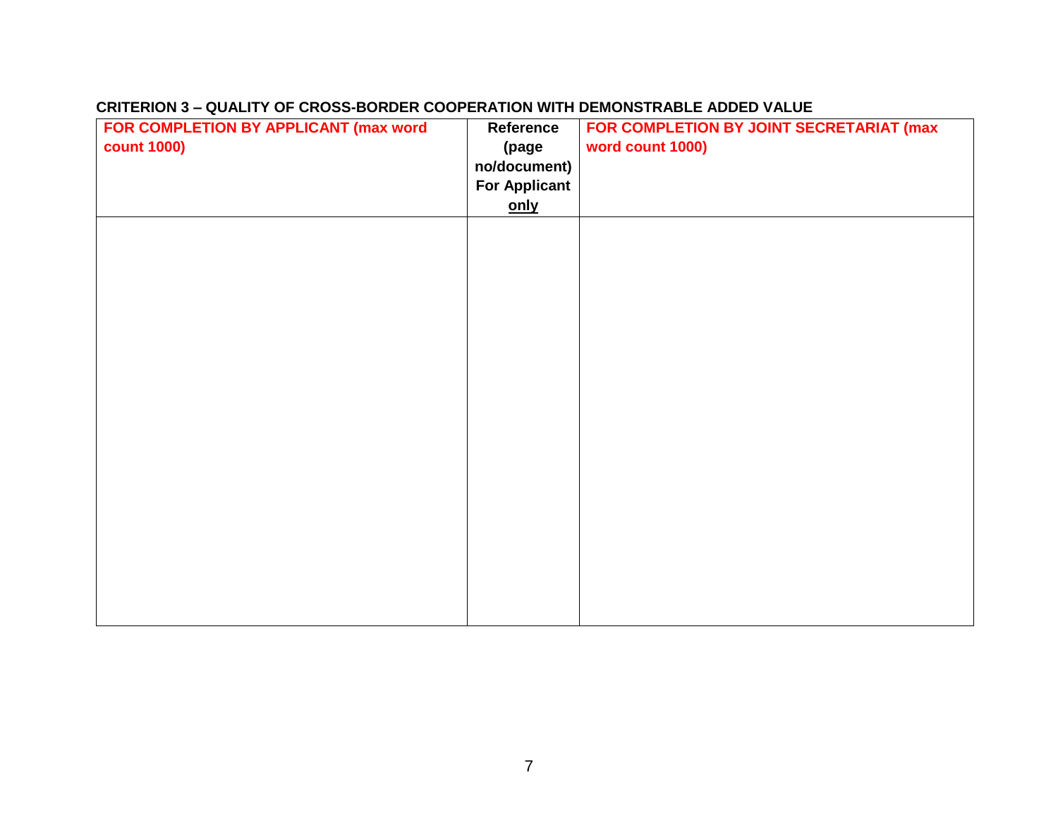**CRITERION 3 – QUALITY OF CROSS-BORDER COOPERATION WITH DEMONSTRABLE ADDED VALUE**

| FOR COMPLETION BY APPLICANT (max word count 1000) | Reference (page no/document) For Applicant <u>only</u> | FOR COMPLETION BY JOINT SECRETARIAT (max word count 1000) |
|---|---|---|
| | | |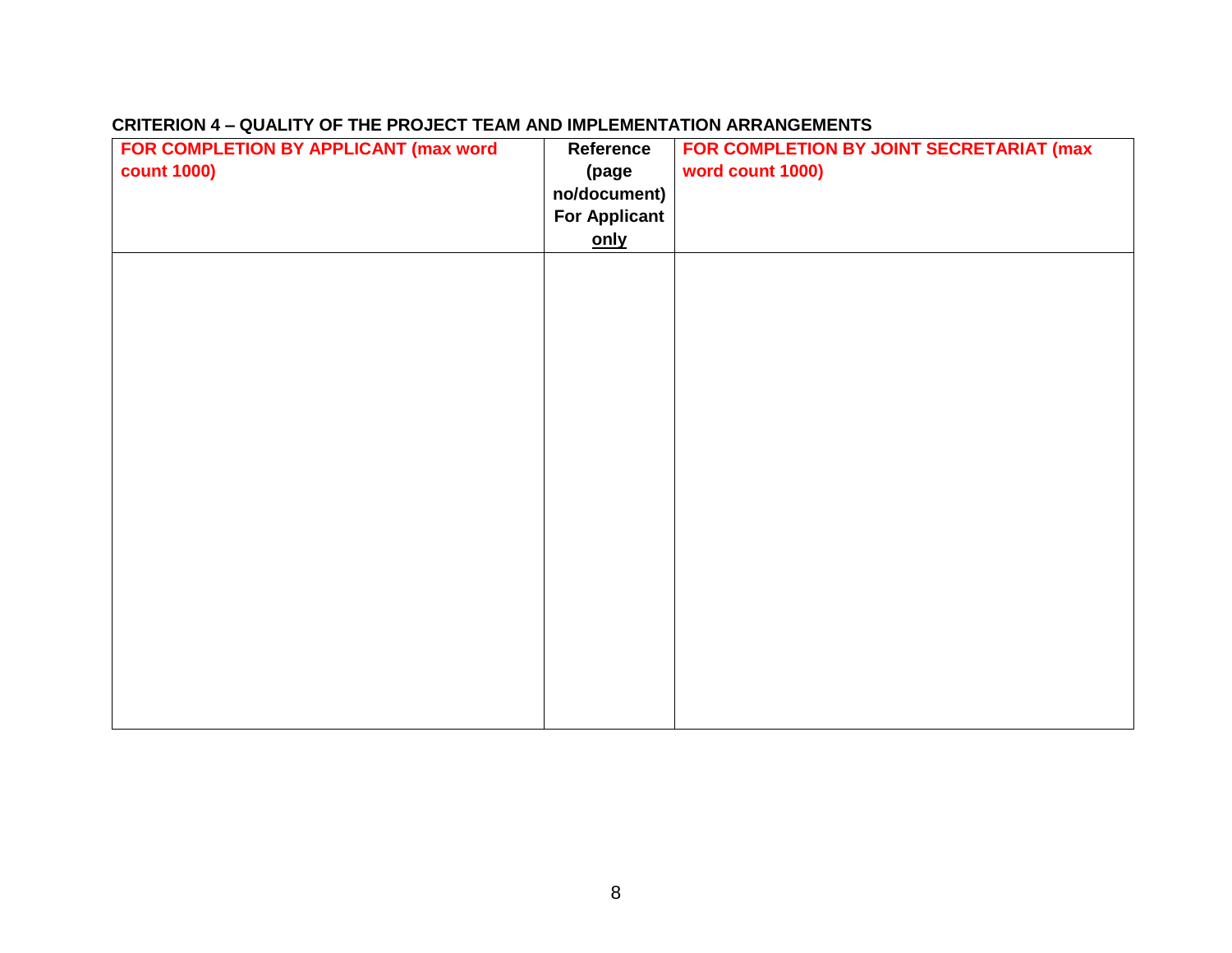**CRITERION 4 – QUALITY OF THE PROJECT TEAM AND IMPLEMENTATION ARRANGEMENTS**

| **FOR COMPLETION BY APPLICANT (max word count 1000)** | **Reference (page no/document) For Applicant only** | **FOR COMPLETION BY JOINT SECRETARIAT (max word count 1000)** |
|---|---|---|
| | | |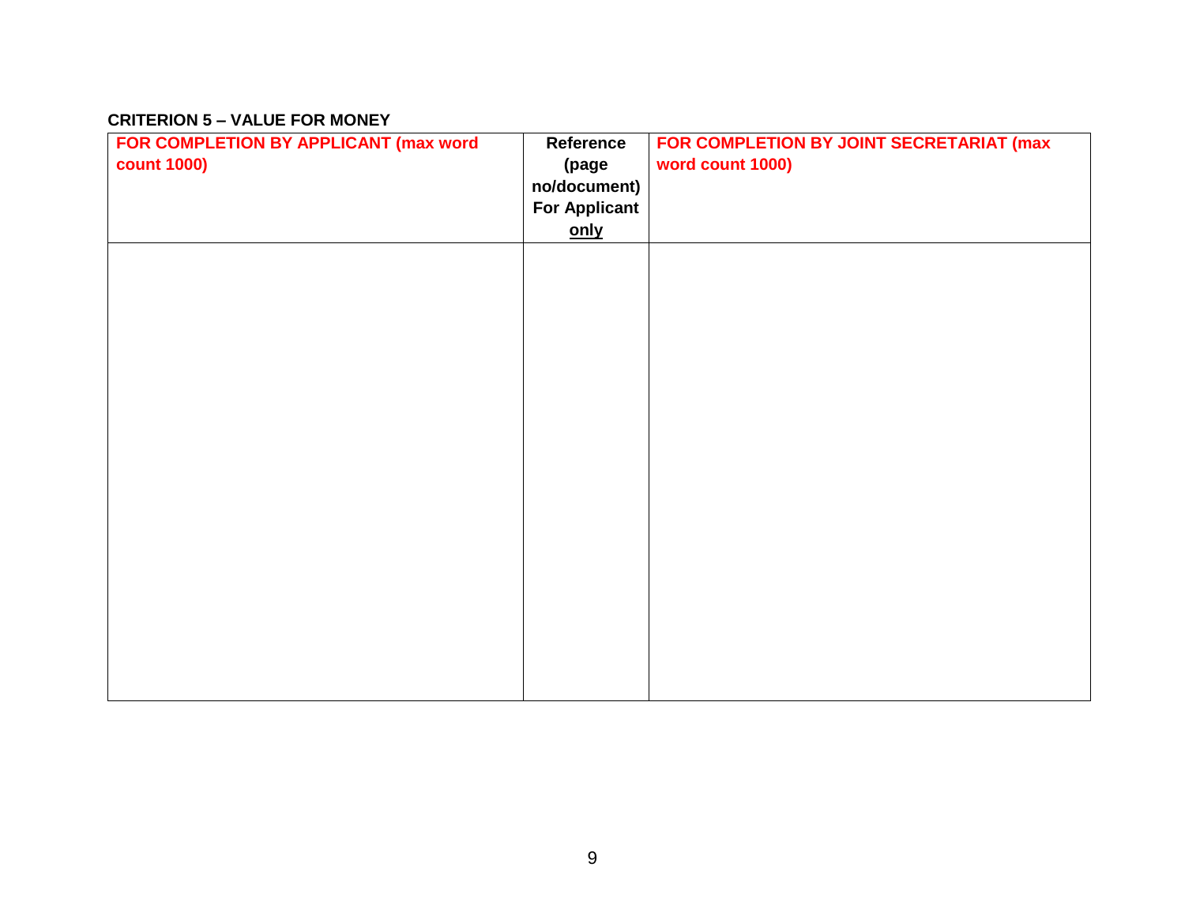**CRITERION 5 – VALUE FOR MONEY**

| **FOR COMPLETION BY APPLICANT (max word count 1000)** | **Reference (page no/document) For Applicant only** | **FOR COMPLETION BY JOINT SECRETARIAT (max word count 1000)** |
| --- | --- | --- |
| | | |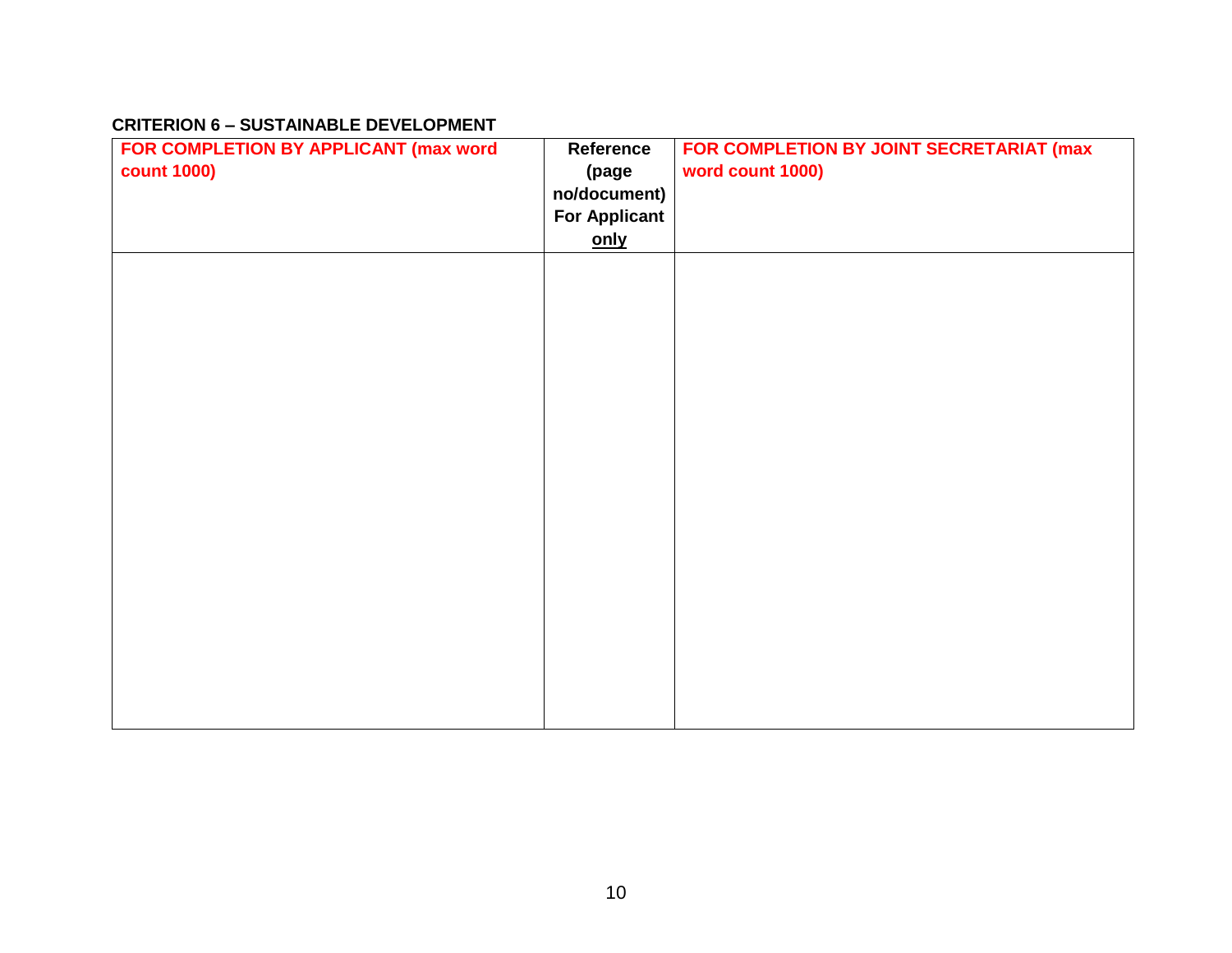**CRITERION 6 – SUSTAINABLE DEVELOPMENT**

| FOR COMPLETION BY APPLICANT (max word count 1000) | Reference (page no/document) For Applicant <u>only</u> | FOR COMPLETION BY JOINT SECRETARIAT (max word count 1000) |
|---|---|---|
| | | |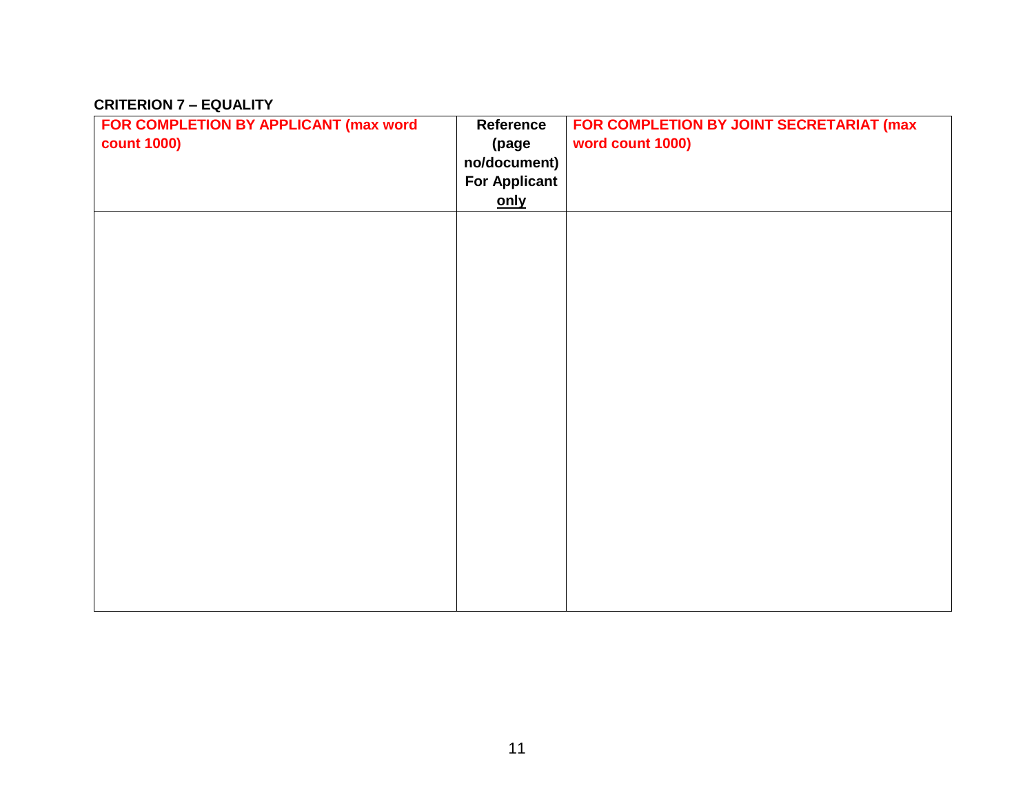**CRITERION 7 – EQUALITY**

| **FOR COMPLETION BY APPLICANT (max word count 1000)** | **Reference (page no/document) For Applicant only** | **FOR COMPLETION BY JOINT SECRETARIAT (max word count 1000)** |
|---|---|---|
| | | |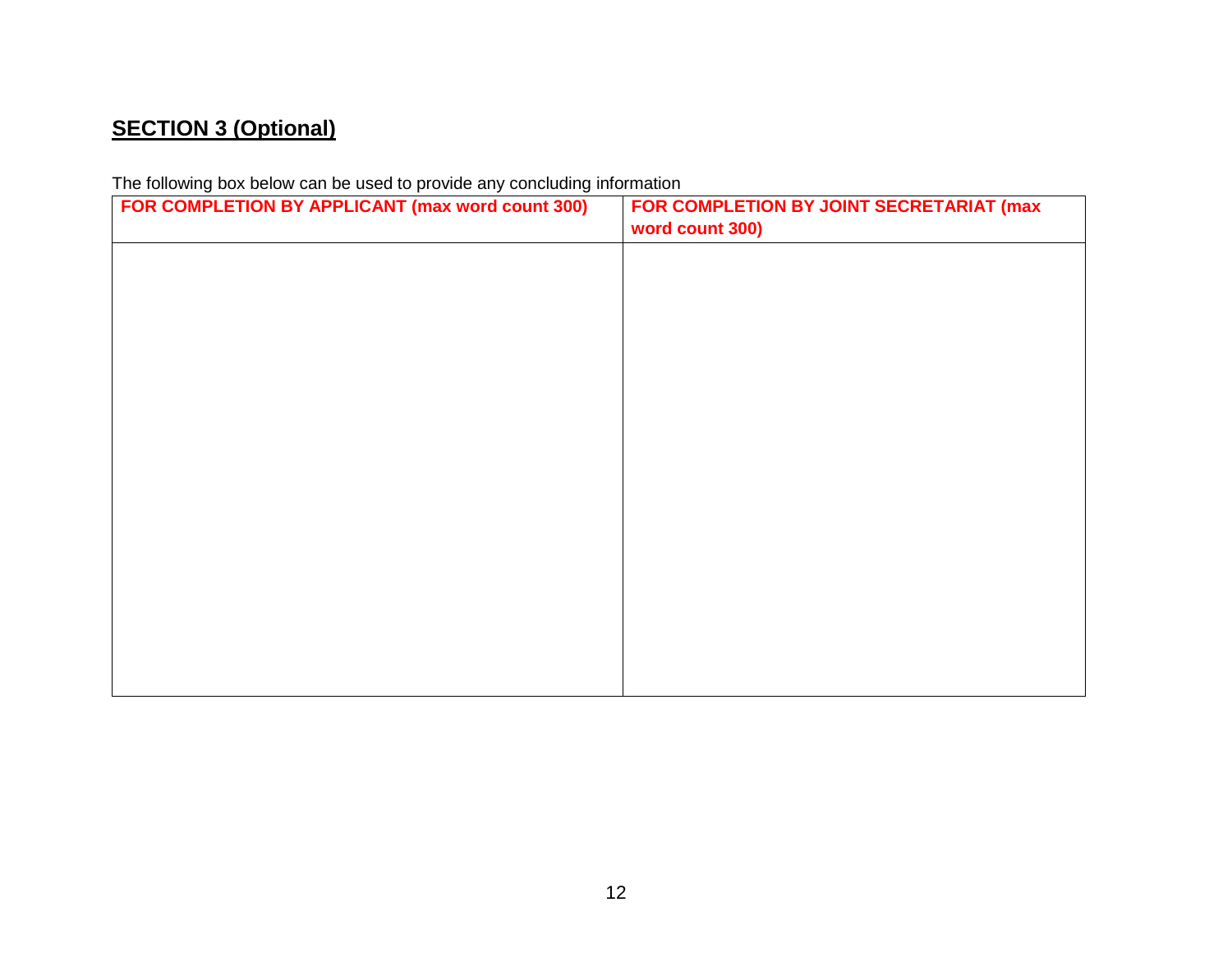## SECTION 3 (Optional)

The following box below can be used to provide any concluding information

| FOR COMPLETION BY APPLICANT (max word count 300) | FOR COMPLETION BY JOINT SECRETARIAT (max word count 300) |
|---|---|
| | |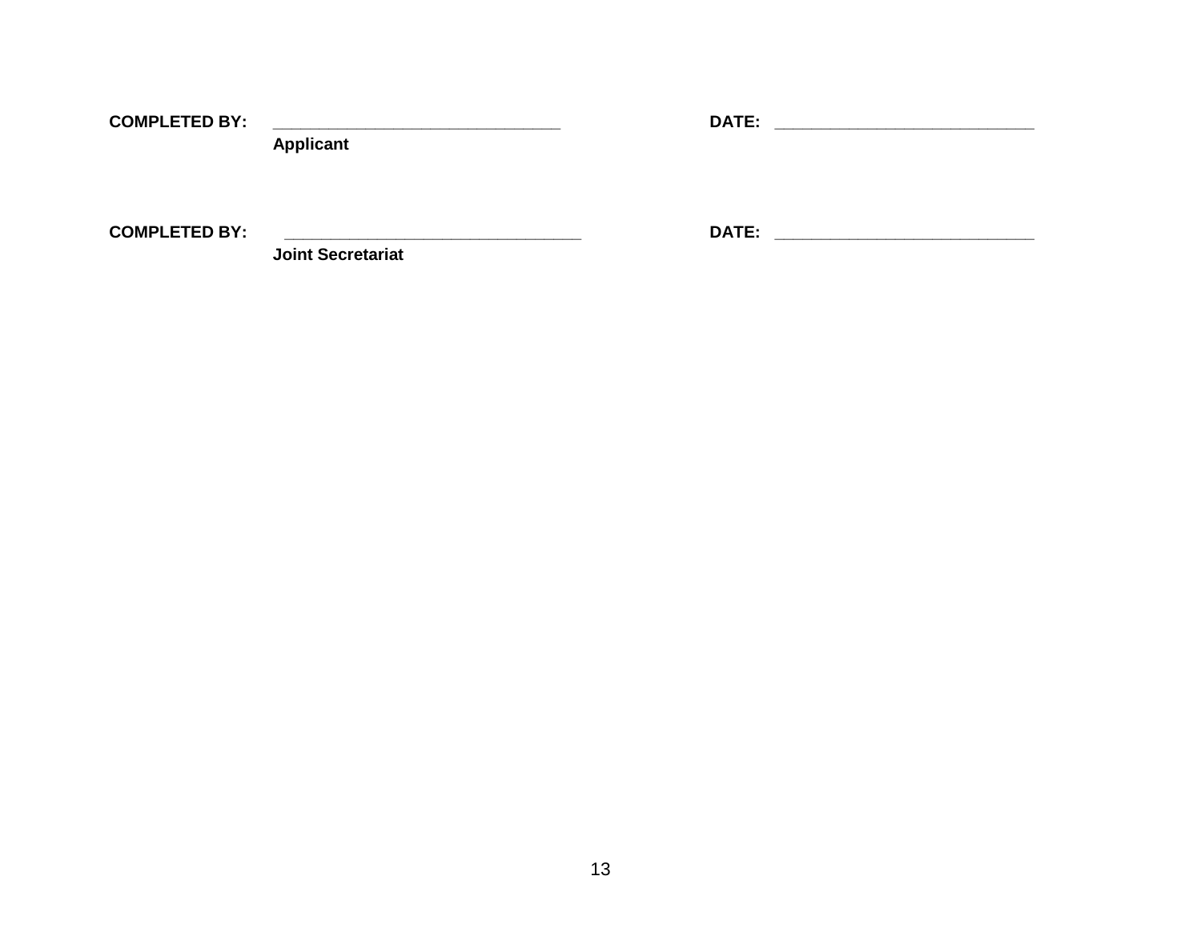**COMPLETED BY:** _______________________________ **DATE:** ____________________________

**Applicant**

**COMPLETED BY:** ________________________________ **DATE:** ____________________________

**Joint Secretariat**